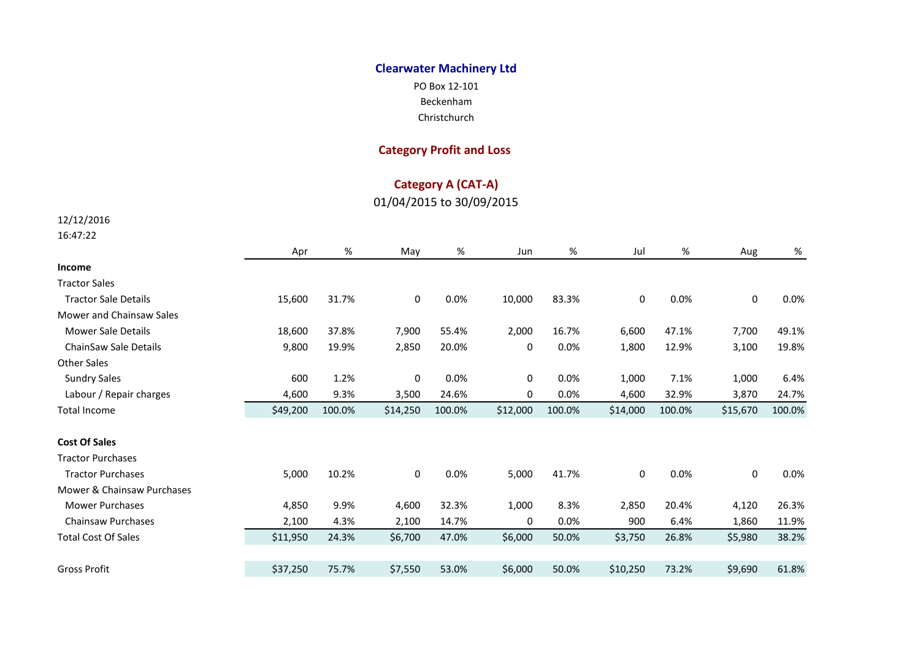# Clearwater Machinery Ltd

PO Box 12-101
Beckenham
Christchurch

## Category Profit and Loss

### Category A (CAT-A)

01/04/2015 to 30/09/2015

12/12/2016
16:47:22

| | Apr | % | May | % | Jun | % | Jul | % | Aug | % |
|---|---|---|---|---|---|---|---|---|---|---|
| **Income** | | | | | | | | | | |
| Tractor Sales | | | | | | | | | | |
| Tractor Sale Details | 15,600 | 31.7% | 0 | 0.0% | 10,000 | 83.3% | 0 | 0.0% | 0 | 0.0% |
| Mower and Chainsaw Sales | | | | | | | | | | |
| Mower Sale Details | 18,600 | 37.8% | 7,900 | 55.4% | 2,000 | 16.7% | 6,600 | 47.1% | 7,700 | 49.1% |
| ChainSaw Sale Details | 9,800 | 19.9% | 2,850 | 20.0% | 0 | 0.0% | 1,800 | 12.9% | 3,100 | 19.8% |
| Other Sales | | | | | | | | | | |
| Sundry Sales | 600 | 1.2% | 0 | 0.0% | 0 | 0.0% | 1,000 | 7.1% | 1,000 | 6.4% |
| Labour / Repair charges | 4,600 | 9.3% | 3,500 | 24.6% | 0 | 0.0% | 4,600 | 32.9% | 3,870 | 24.7% |
| Total Income | $49,200 | 100.0% | $14,250 | 100.0% | $12,000 | 100.0% | $14,000 | 100.0% | $15,670 | 100.0% |
| | | | | | | | | | | |
| **Cost Of Sales** | | | | | | | | | | |
| Tractor Purchases | | | | | | | | | | |
| Tractor Purchases | 5,000 | 10.2% | 0 | 0.0% | 5,000 | 41.7% | 0 | 0.0% | 0 | 0.0% |
| Mower & Chainsaw Purchases | | | | | | | | | | |
| Mower Purchases | 4,850 | 9.9% | 4,600 | 32.3% | 1,000 | 8.3% | 2,850 | 20.4% | 4,120 | 26.3% |
| Chainsaw Purchases | 2,100 | 4.3% | 2,100 | 14.7% | 0 | 0.0% | 900 | 6.4% | 1,860 | 11.9% |
| Total Cost Of Sales | $11,950 | 24.3% | $6,700 | 47.0% | $6,000 | 50.0% | $3,750 | 26.8% | $5,980 | 38.2% |
| | | | | | | | | | | |
| Gross Profit | $37,250 | 75.7% | $7,550 | 53.0% | $6,000 | 50.0% | $10,250 | 73.2% | $9,690 | 61.8% |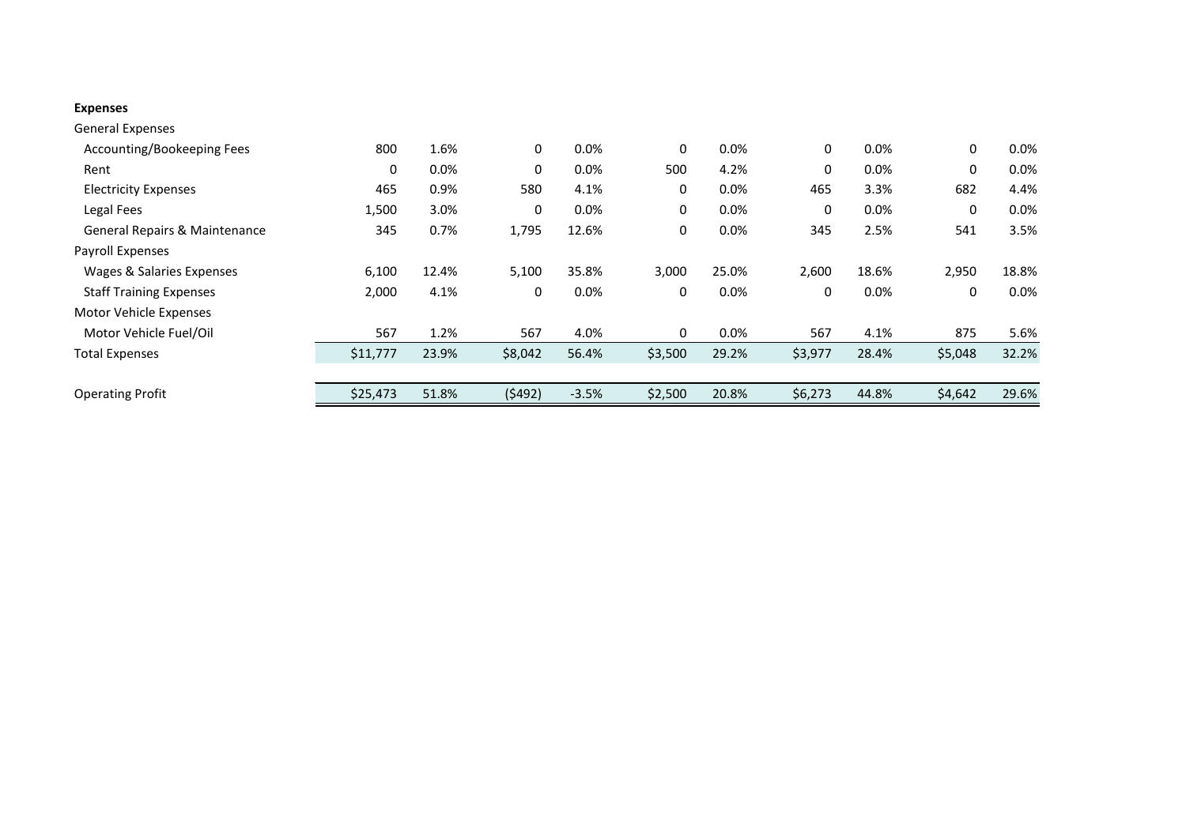| **Expenses** | | | | | | | | | | |
|---|---|---|---|---|---|---|---|---|---|---|
| General Expenses | | | | | | | | | | |
| Accounting/Bookeeping Fees | 800 | 1.6% | 0 | 0.0% | 0 | 0.0% | 0 | 0.0% | 0 | 0.0% |
| Rent | 0 | 0.0% | 0 | 0.0% | 500 | 4.2% | 0 | 0.0% | 0 | 0.0% |
| Electricity Expenses | 465 | 0.9% | 580 | 4.1% | 0 | 0.0% | 465 | 3.3% | 682 | 4.4% |
| Legal Fees | 1,500 | 3.0% | 0 | 0.0% | 0 | 0.0% | 0 | 0.0% | 0 | 0.0% |
| General Repairs & Maintenance | 345 | 0.7% | 1,795 | 12.6% | 0 | 0.0% | 345 | 2.5% | 541 | 3.5% |
| Payroll Expenses | | | | | | | | | | |
| Wages & Salaries Expenses | 6,100 | 12.4% | 5,100 | 35.8% | 3,000 | 25.0% | 2,600 | 18.6% | 2,950 | 18.8% |
| Staff Training Expenses | 2,000 | 4.1% | 0 | 0.0% | 0 | 0.0% | 0 | 0.0% | 0 | 0.0% |
| Motor Vehicle Expenses | | | | | | | | | | |
| Motor Vehicle Fuel/Oil | 567 | 1.2% | 567 | 4.0% | 0 | 0.0% | 567 | 4.1% | 875 | 5.6% |
| Total Expenses | $11,777 | 23.9% | $8,042 | 56.4% | $3,500 | 29.2% | $3,977 | 28.4% | $5,048 | 32.2% |
| | | | | | | | | | | |
| Operating Profit | $25,473 | 51.8% | ($492) | -3.5% | $2,500 | 20.8% | $6,273 | 44.8% | $4,642 | 29.6% |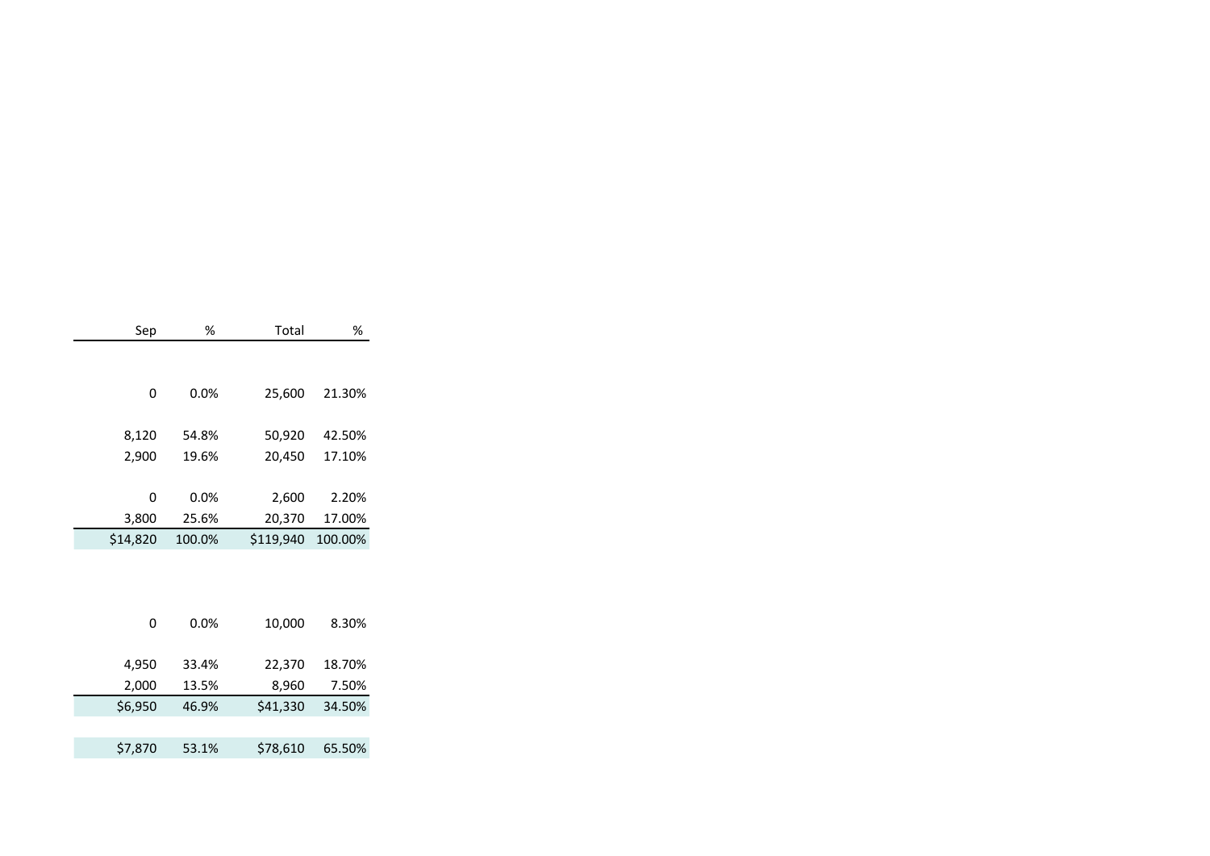| Sep | % | Total | % |
|---|---|---|---|
| | | | |
| 0 | 0.0% | 25,600 | 21.30% |
| | | | |
| 8,120 | 54.8% | 50,920 | 42.50% |
| 2,900 | 19.6% | 20,450 | 17.10% |
| | | | |
| 0 | 0.0% | 2,600 | 2.20% |
| 3,800 | 25.6% | 20,370 | 17.00% |
| $14,820 | 100.0% | $119,940 | 100.00% |
| | | | |
| 0 | 0.0% | 10,000 | 8.30% |
| | | | |
| 4,950 | 33.4% | 22,370 | 18.70% |
| 2,000 | 13.5% | 8,960 | 7.50% |
| $6,950 | 46.9% | $41,330 | 34.50% |
| | | | |
| $7,870 | 53.1% | $78,610 | 65.50% |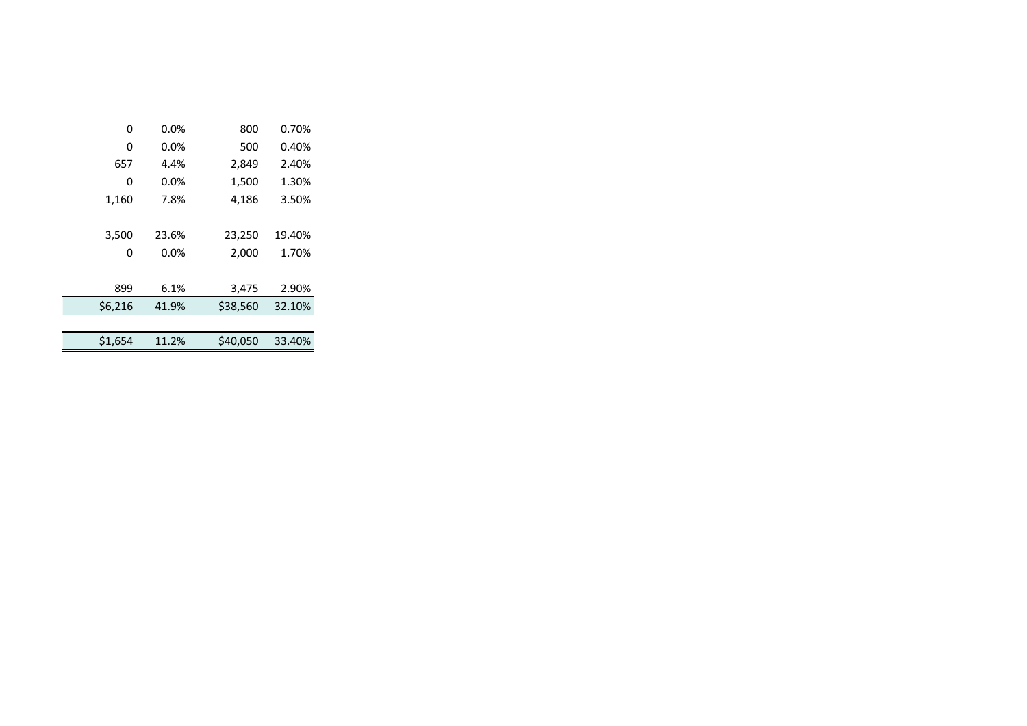| | | | |
|---|---|---|---|
| 0 | 0.0% | 800 | 0.70% |
| 0 | 0.0% | 500 | 0.40% |
| 657 | 4.4% | 2,849 | 2.40% |
| 0 | 0.0% | 1,500 | 1.30% |
| 1,160 | 7.8% | 4,186 | 3.50% |
| | | | |
| 3,500 | 23.6% | 23,250 | 19.40% |
| 0 | 0.0% | 2,000 | 1.70% |
| | | | |
| 899 | 6.1% | 3,475 | 2.90% |
| $6,216 | 41.9% | $38,560 | 32.10% |
| | | | |
| $1,654 | 11.2% | $40,050 | 33.40% |